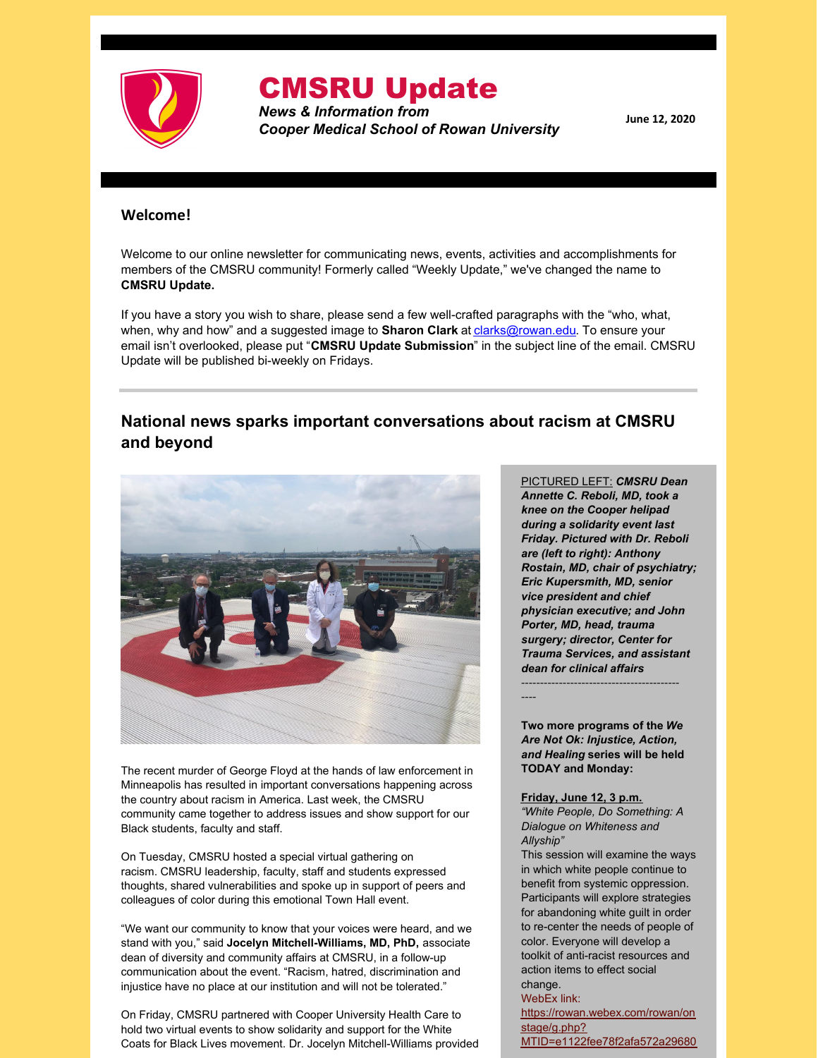# CMSRU Update

***News & Information from Cooper Medical School of Rowan University***

**June 12, 2020**

## Welcome!

Welcome to our online newsletter for communicating news, events, activities and accomplishments for members of the CMSRU community! Formerly called "Weekly Update," we've changed the name to **CMSRU Update.**

If you have a story you wish to share, please send a few well-crafted paragraphs with the "who, what, when, why and how" and a suggested image to **Sharon Clark** at clarks@rowan.edu. To ensure your email isn't overlooked, please put "**CMSRU Update Submission**" in the subject line of the email. CMSRU Update will be published bi-weekly on Fridays.

---

## National news sparks important conversations about racism at CMSRU and beyond

The recent murder of George Floyd at the hands of law enforcement in Minneapolis has resulted in important conversations happening across the country about racism in America. Last week, the CMSRU community came together to address issues and show support for our Black students, faculty and staff.

On Tuesday, CMSRU hosted a special virtual gathering on racism. CMSRU leadership, faculty, staff and students expressed thoughts, shared vulnerabilities and spoke up in support of peers and colleagues of color during this emotional Town Hall event.

"We want our community to know that your voices were heard, and we stand with you," said **Jocelyn Mitchell-Williams, MD, PhD,** associate dean of diversity and community affairs at CMSRU, in a follow-up communication about the event. "Racism, hatred, discrimination and injustice have no place at our institution and will not be tolerated."

On Friday, CMSRU partnered with Cooper University Health Care to hold two virtual events to show solidarity and support for the White Coats for Black Lives movement. Dr. Jocelyn Mitchell-Williams provided

PICTURED LEFT: ***CMSRU Dean Annette C. Reboli, MD, took a knee on the Cooper helipad during a solidarity event last Friday. Pictured with Dr. Reboli are (left to right): Anthony Rostain, MD, chair of psychiatry; Eric Kupersmith, MD, senior vice president and chief physician executive; and John Porter, MD, head, trauma surgery; director, Center for Trauma Services, and assistant dean for clinical affairs***

----------------------------------------------

**Two more programs of the *We Are Not Ok: Injustice, Action, and Healing* series will be held TODAY and Monday:**

**Friday, June 12, 3 p.m.**
*"White People, Do Something: A Dialogue on Whiteness and Allyship"*
This session will examine the ways in which white people continue to benefit from systemic oppression. Participants will explore strategies for abandoning white guilt in order to re-center the needs of people of color. Everyone will develop a toolkit of anti-racist resources and action items to effect social change.
WebEx link:
https://rowan.webex.com/rowan/onstage/g.php?MTID=e1122fee78f2afa572a29680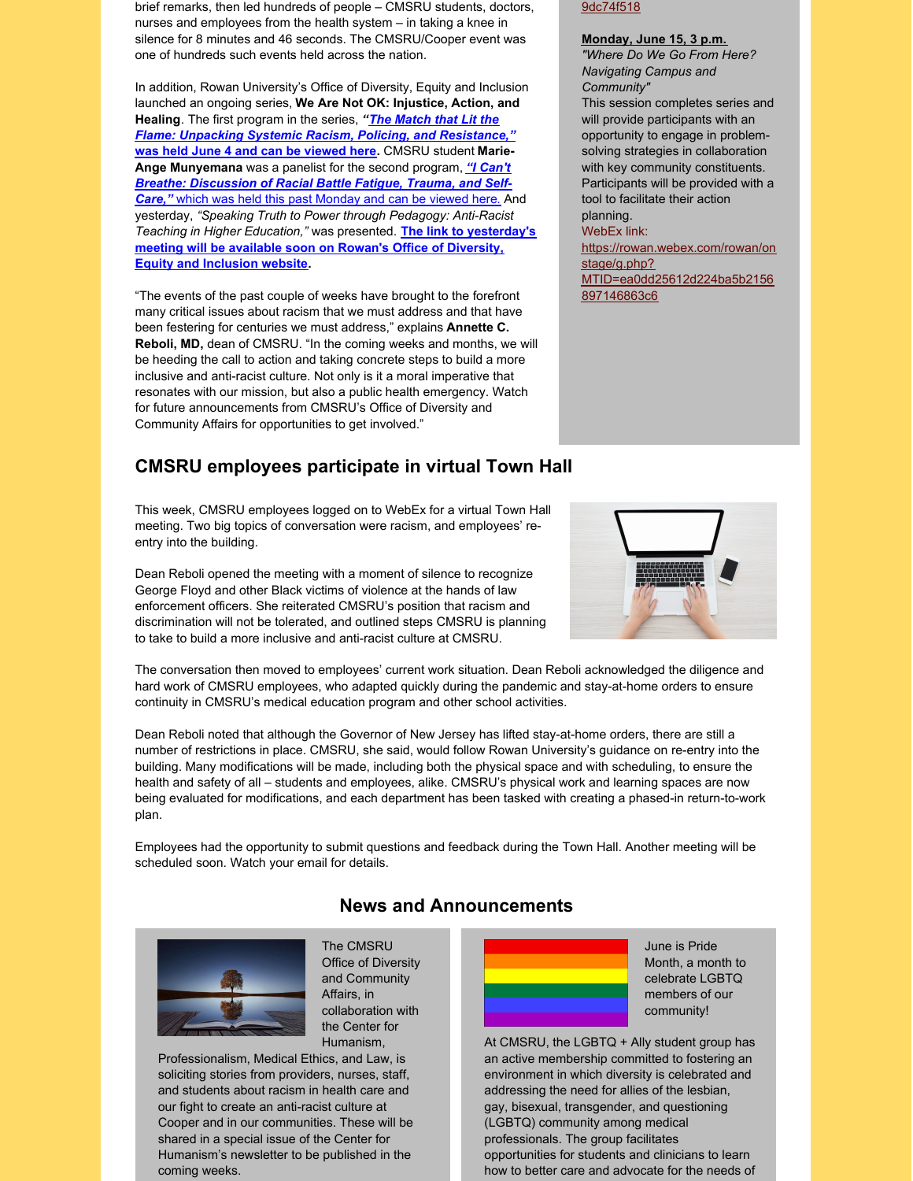brief remarks, then led hundreds of people – CMSRU students, doctors, nurses and employees from the health system – in taking a knee in silence for 8 minutes and 46 seconds. The CMSRU/Cooper event was one of hundreds such events held across the nation.

In addition, Rowan University's Office of Diversity, Equity and Inclusion launched an ongoing series, **We Are Not OK: Injustice, Action, and Healing**. The first program in the series, ***"The Match that Lit the Flame: Unpacking Systemic Racism, Policing, and Resistance," was held June 4 and can be viewed here*.** CMSRU student **Marie-Ange Munyemana** was a panelist for the second program, ***"I Can't Breathe: Discussion of Racial Battle Fatigue, Trauma, and Self-Care,"*** which was held this past Monday and can be viewed here. And yesterday, *"Speaking Truth to Power through Pedagogy: Anti-Racist Teaching in Higher Education,"* was presented. **The link to yesterday's meeting will be available soon on Rowan's Office of Diversity, Equity and Inclusion website.**

"The events of the past couple of weeks have brought to the forefront many critical issues about racism that we must address and that have been festering for centuries we must address," explains **Annette C. Reboli, MD,** dean of CMSRU. "In the coming weeks and months, we will be heeding the call to action and taking concrete steps to build a more inclusive and anti-racist culture. Not only is it a moral imperative that resonates with our mission, but also a public health emergency. Watch for future announcements from CMSRU's Office of Diversity and Community Affairs for opportunities to get involved."

9dc74f518

**Monday, June 15, 3 p.m.**
*"Where Do We Go From Here? Navigating Campus and Community"*
This session completes series and will provide participants with an opportunity to engage in problem-solving strategies in collaboration with key community constituents. Participants will be provided with a tool to facilitate their action planning.
WebEx link:
https://rowan.webex.com/rowan/onstage/g.php?MTID=ea0dd25612d224ba5b2156897146863c6

## CMSRU employees participate in virtual Town Hall

This week, CMSRU employees logged on to WebEx for a virtual Town Hall meeting. Two big topics of conversation were racism, and employees' re-entry into the building.

Dean Reboli opened the meeting with a moment of silence to recognize George Floyd and other Black victims of violence at the hands of law enforcement officers. She reiterated CMSRU's position that racism and discrimination will not be tolerated, and outlined steps CMSRU is planning to take to build a more inclusive and anti-racist culture at CMSRU.

The conversation then moved to employees' current work situation. Dean Reboli acknowledged the diligence and hard work of CMSRU employees, who adapted quickly during the pandemic and stay-at-home orders to ensure continuity in CMSRU's medical education program and other school activities.

Dean Reboli noted that although the Governor of New Jersey has lifted stay-at-home orders, there are still a number of restrictions in place. CMSRU, she said, would follow Rowan University's guidance on re-entry into the building. Many modifications will be made, including both the physical space and with scheduling, to ensure the health and safety of all – students and employees, alike. CMSRU's physical work and learning spaces are now being evaluated for modifications, and each department has been tasked with creating a phased-in return-to-work plan.

Employees had the opportunity to submit questions and feedback during the Town Hall. Another meeting will be scheduled soon. Watch your email for details.

## News and Announcements

The CMSRU Office of Diversity and Community Affairs, in collaboration with the Center for Humanism, Professionalism, Medical Ethics, and Law, is soliciting stories from providers, nurses, staff, and students about racism in health care and our fight to create an anti-racist culture at Cooper and in our communities. These will be shared in a special issue of the Center for Humanism's newsletter to be published in the coming weeks.

June is Pride Month, a month to celebrate LGBTQ members of our community!

At CMSRU, the LGBTQ + Ally student group has an active membership committed to fostering an environment in which diversity is celebrated and addressing the need for allies of the lesbian, gay, bisexual, transgender, and questioning (LGBTQ) community among medical professionals. The group facilitates opportunities for students and clinicians to learn how to better care and advocate for the needs of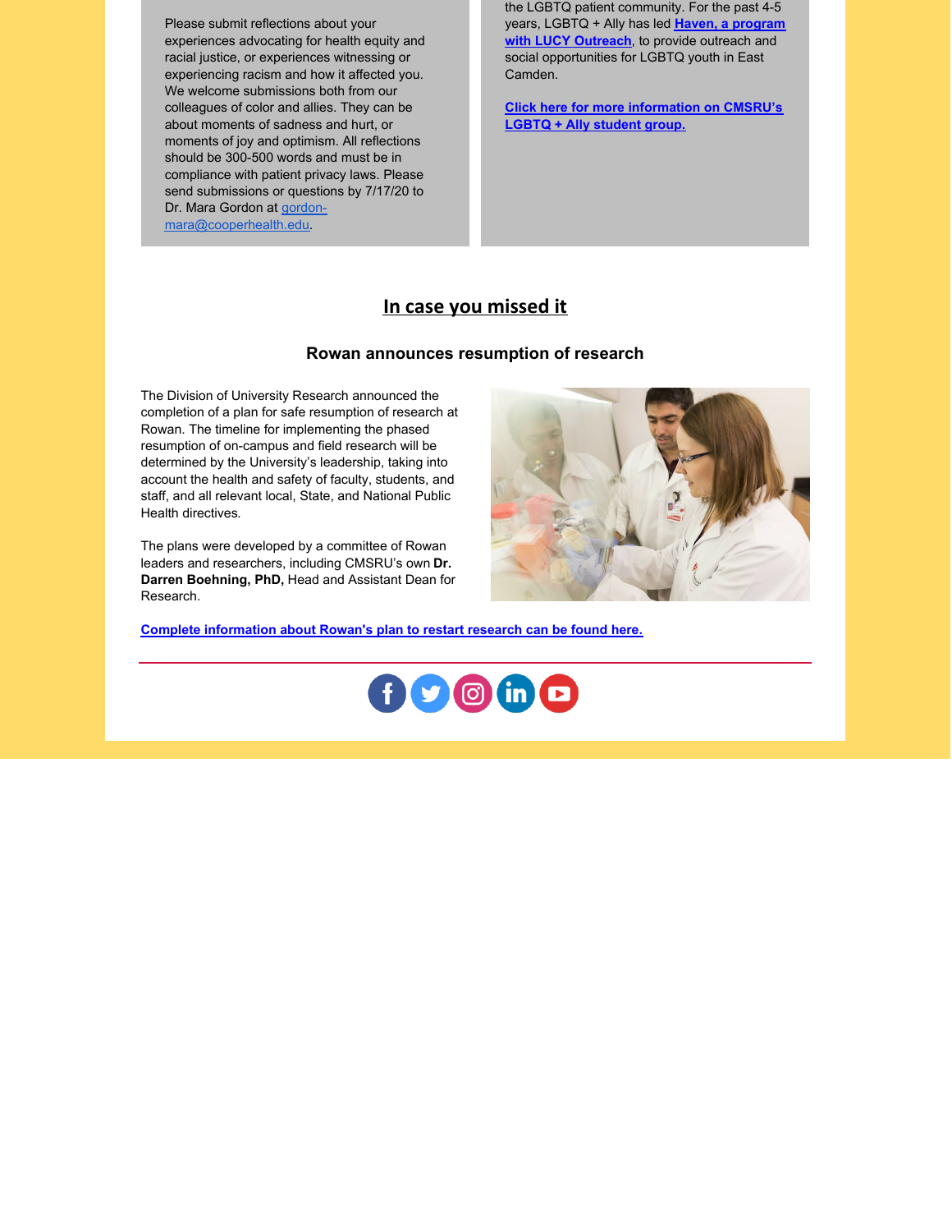Please submit reflections about your experiences advocating for health equity and racial justice, or experiences witnessing or experiencing racism and how it affected you. We welcome submissions both from our colleagues of color and allies. They can be about moments of sadness and hurt, or moments of joy and optimism. All reflections should be 300-500 words and must be in compliance with patient privacy laws. Please send submissions or questions by 7/17/20 to Dr. Mara Gordon at gordon-mara@cooperhealth.edu.

the LGBTQ patient community. For the past 4-5 years, LGBTQ + Ally has led **Haven, a program with LUCY Outreach**, to provide outreach and social opportunities for LGBTQ youth in East Camden.

**Click here for more information on CMSRU's LGBTQ + Ally student group.**

## In case you missed it

### Rowan announces resumption of research

The Division of University Research announced the completion of a plan for safe resumption of research at Rowan. The timeline for implementing the phased resumption of on-campus and field research will be determined by the University's leadership, taking into account the health and safety of faculty, students, and staff, and all relevant local, State, and National Public Health directives.

The plans were developed by a committee of Rowan leaders and researchers, including CMSRU's own **Dr. Darren Boehning, PhD,** Head and Assistant Dean for Research.

**Complete information about Rowan's plan to restart research can be found here.**